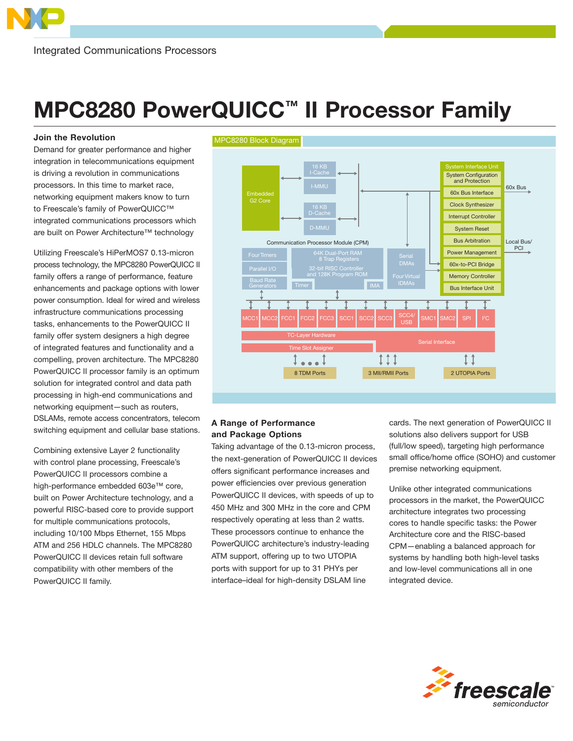Integrated Communications Processors

# MPC8280 PowerQUICC™ II Processor Family

## Join the Revolution

Demand for greater performance and higher integration in telecommunications equipment is driving a revolution in communications processors. In this time to market race, networking equipment makers know to turn to Freescale's family of PowerQUICC™ integrated communications processors which are built on Power Architecture™ technology

Utilizing Freescale's HiPerMOS7 0.13-micron process technology, the MPC8280 PowerQUICC II family offers a range of performance, feature enhancements and package options with lower power consumption. Ideal for wired and wireless infrastructure communications processing tasks, enhancements to the PowerQUICC II family offer system designers a high degree of integrated features and functionality and a compelling, proven architecture. The MPC8280 PowerQUICC II processor family is an optimum solution for integrated control and data path processing in high-end communications and networking equipment—such as routers, DSLAMs, remote access concentrators, telecom switching equipment and cellular base stations.

Combining extensive Layer 2 functionality with control plane processing, Freescale's PowerQUICC II processors combine a high-performance embedded 603e™ core, built on Power Architecture technology, and a powerful RISC-based core to provide support for multiple communications protocols, including 10/100 Mbps Ethernet, 155 Mbps ATM and 256 HDLC channels. The MPC8280 PowerQUICC II devices retain full software compatibility with other members of the PowerQUICC II family.

MPC8280 Block Diagram

## A Range of Performance and Package Options

Taking advantage of the 0.13-micron process, the next-generation of PowerQUICC II devices offers significant performance increases and power efficiencies over previous generation PowerQUICC II devices, with speeds of up to 450 MHz and 300 MHz in the core and CPM respectively operating at less than 2 watts. These processors continue to enhance the PowerQUICC architecture's industry-leading ATM support, offering up to two UTOPIA ports with support for up to 31 PHYs per interface–ideal for high-density DSLAM line cards. The next generation of PowerQUICC II solutions also delivers support for USB (full/low speed), targeting high performance small office/home office (SOHO) and customer premise networking equipment.

Unlike other integrated communications processors in the market, the PowerQUICC architecture integrates two processing cores to handle specific tasks: the Power Architecture core and the RISC-based CPM—enabling a balanced approach for systems by handling both high-level tasks and low-level communications all in one integrated device.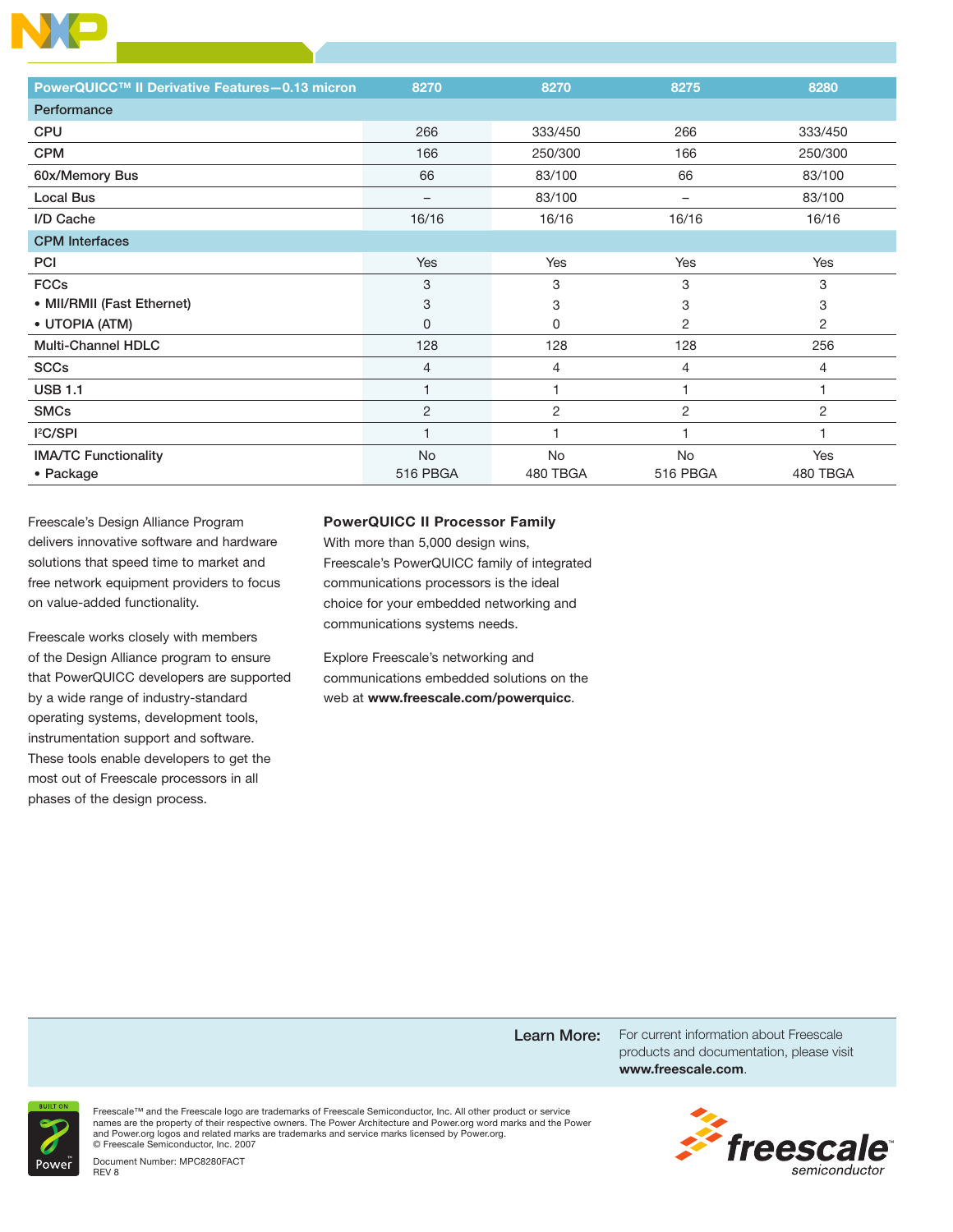| PowerQUICC™ II Derivative Features—0.13 micron | 8270 | 8270 | 8275 | 8280 |
|---|---|---|---|---|
| **Performance** | | | | |
| CPU | 266 | 333/450 | 266 | 333/450 |
| CPM | 166 | 250/300 | 166 | 250/300 |
| 60x/Memory Bus | 66 | 83/100 | 66 | 83/100 |
| Local Bus | – | 83/100 | – | 83/100 |
| I/D Cache | 16/16 | 16/16 | 16/16 | 16/16 |
| **CPM Interfaces** | | | | |
| PCI | Yes | Yes | Yes | Yes |
| FCCs | 3 | 3 | 3 | 3 |
| • MII/RMII (Fast Ethernet) | 3 | 3 | 3 | 3 |
| • UTOPIA (ATM) | 0 | 0 | 2 | 2 |
| Multi-Channel HDLC | 128 | 128 | 128 | 256 |
| SCCs | 4 | 4 | 4 | 4 |
| USB 1.1 | 1 | 1 | 1 | 1 |
| SMCs | 2 | 2 | 2 | 2 |
| I²C/SPI | 1 | 1 | 1 | 1 |
| IMA/TC Functionality | No | No | No | Yes |
| • Package | 516 PBGA | 480 TBGA | 516 PBGA | 480 TBGA |

Freescale's Design Alliance Program delivers innovative software and hardware solutions that speed time to market and free network equipment providers to focus on value-added functionality.

Freescale works closely with members of the Design Alliance program to ensure that PowerQUICC developers are supported by a wide range of industry-standard operating systems, development tools, instrumentation support and software. These tools enable developers to get the most out of Freescale processors in all phases of the design process.

### PowerQUICC II Processor Family

With more than 5,000 design wins, Freescale's PowerQUICC family of integrated communications processors is the ideal choice for your embedded networking and communications systems needs.

Explore Freescale's networking and communications embedded solutions on the web at **www.freescale.com/powerquicc**.

**Learn More:** For current information about Freescale products and documentation, please visit **www.freescale.com**.

Freescale™ and the Freescale logo are trademarks of Freescale Semiconductor, Inc. All other product or service names are the property of their respective owners. The Power Architecture and Power.org word marks and the Power and Power.org logos and related marks are trademarks and service marks licensed by Power.org.
© Freescale Semiconductor, Inc. 2007

Document Number: MPC8280FACT
REV 8